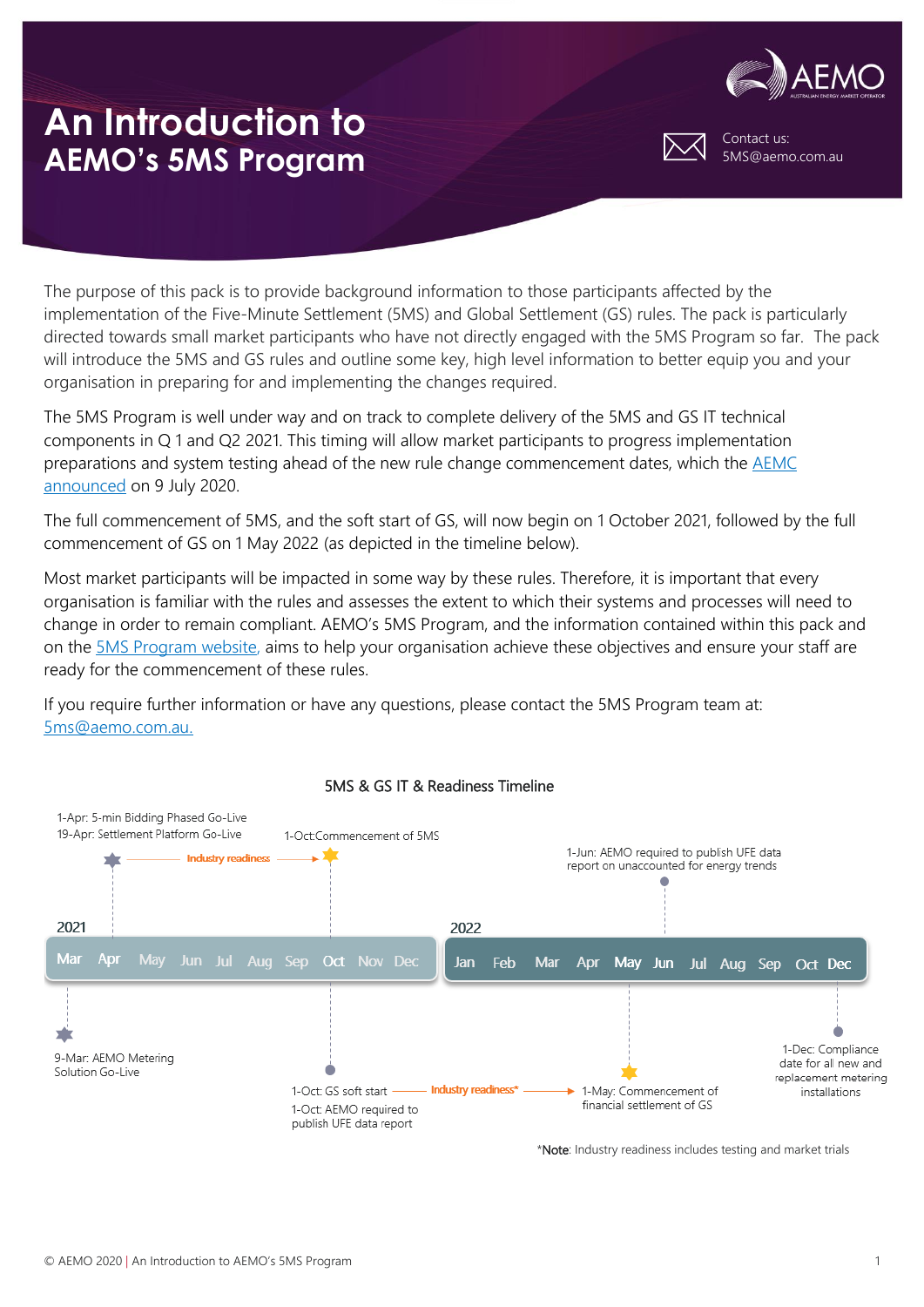# An Introduction to AEMO's 5MS Program

Contact us:
5MS@aemo.com.au

The purpose of this pack is to provide background information to those participants affected by the implementation of the Five-Minute Settlement (5MS) and Global Settlement (GS) rules. The pack is particularly directed towards small market participants who have not directly engaged with the 5MS Program so far. The pack will introduce the 5MS and GS rules and outline some key, high level information to better equip you and your organisation in preparing for and implementing the changes required.

The 5MS Program is well under way and on track to complete delivery of the 5MS and GS IT technical components in Q 1 and Q2 2021. This timing will allow market participants to progress implementation preparations and system testing ahead of the new rule change commencement dates, which the [AEMC announced](AEMC announced) on 9 July 2020.

The full commencement of 5MS, and the soft start of GS, will now begin on 1 October 2021, followed by the full commencement of GS on 1 May 2022 (as depicted in the timeline below).

Most market participants will be impacted in some way by these rules. Therefore, it is important that every organisation is familiar with the rules and assesses the extent to which their systems and processes will need to change in order to remain compliant. AEMO's 5MS Program, and the information contained within this pack and on the [5MS Program website,](5MS Program website) aims to help your organisation achieve these objectives and ensure your staff are ready for the commencement of these rules.

If you require further information or have any questions, please contact the 5MS Program team at: [5ms@aemo.com.au.](mailto:5ms@aemo.com.au)

**5MS & GS IT & Readiness Timeline**

2021: Mar Apr May Jun Jul Aug Sep Oct Nov Dec

2022: Jan Feb Mar Apr May Jun Jul Aug Sep Oct Dec

- 9-Mar: AEMO Metering Solution Go-Live
- 1-Apr: 5-min Bidding Phased Go-Live
- 19-Apr: Settlement Platform Go-Live
- Industry readiness →
- 1-Oct: Commencement of 5MS
- 1-Oct: GS soft start
- 1-Oct: AEMO required to publish UFE data report
- Industry readiness* →
- 1-May: Commencement of financial settlement of GS
- 1-Jun: AEMO required to publish UFE data report on unaccounted for energy trends
- 1-Dec: Compliance date for all new and replacement metering installations

*Note: Industry readiness includes testing and market trials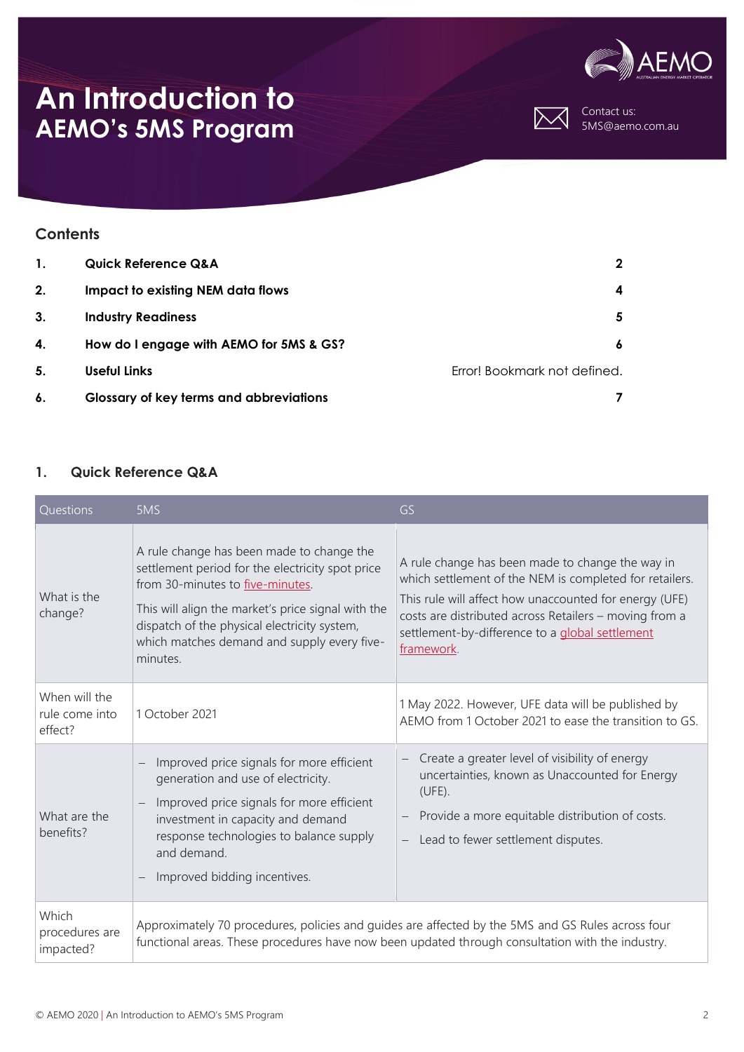# An Introduction to AEMO's 5MS Program

Contact us:
5MS@aemo.com.au

## Contents

| | | |
|---|---|---|
| **1.** | **Quick Reference Q&A** | **2** |
| **2.** | **Impact to existing NEM data flows** | **4** |
| **3.** | **Industry Readiness** | **5** |
| **4.** | **How do I engage with AEMO for 5MS & GS?** | **6** |
| **5.** | **Useful Links** | Error! Bookmark not defined. |
| **6.** | **Glossary of key terms and abbreviations** | **7** |

## 1. Quick Reference Q&A

| Questions | 5MS | GS |
|---|---|---|
| What is the change? | A rule change has been made to change the settlement period for the electricity spot price from 30-minutes to five-minutes.<br><br>This will align the market's price signal with the dispatch of the physical electricity system, which matches demand and supply every five-minutes. | A rule change has been made to change the way in which settlement of the NEM is completed for retailers.<br><br>This rule will affect how unaccounted for energy (UFE) costs are distributed across Retailers – moving from a settlement-by-difference to a global settlement framework. |
| When will the rule come into effect? | 1 October 2021 | 1 May 2022. However, UFE data will be published by AEMO from 1 October 2021 to ease the transition to GS. |
| What are the benefits? | – Improved price signals for more efficient generation and use of electricity.<br>– Improved price signals for more efficient investment in capacity and demand response technologies to balance supply and demand.<br>– Improved bidding incentives. | – Create a greater level of visibility of energy uncertainties, known as Unaccounted for Energy (UFE).<br>– Provide a more equitable distribution of costs.<br>– Lead to fewer settlement disputes. |
| Which procedures are impacted? | Approximately 70 procedures, policies and guides are affected by the 5MS and GS Rules across four functional areas. These procedures have now been updated through consultation with the industry. | |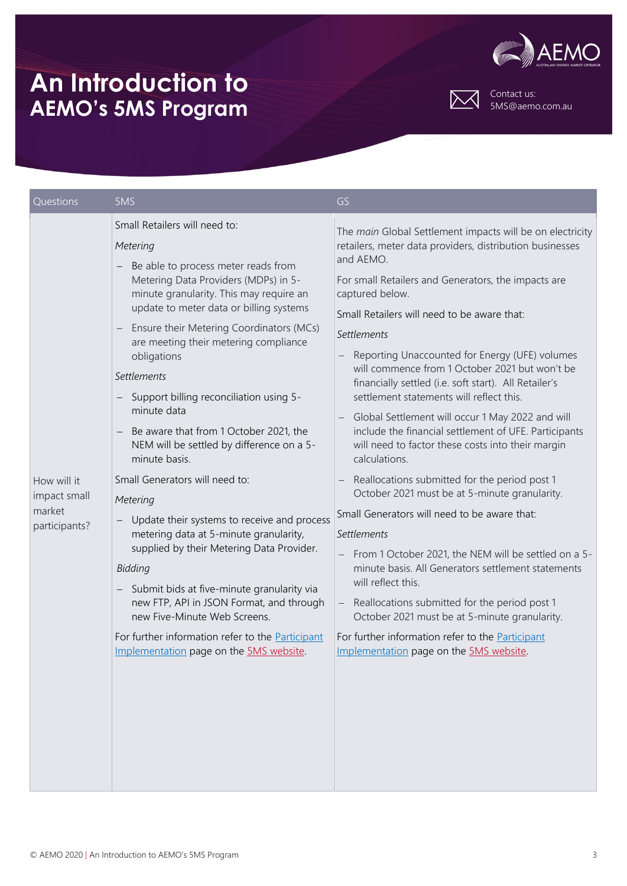# An Introduction to AEMO's 5MS Program

Contact us: 5MS@aemo.com.au

| Questions | 5MS | GS |
|---|---|---|
| How will it impact small market participants? | Small Retailers will need to:<br><br>*Metering*<br><br>– Be able to process meter reads from Metering Data Providers (MDPs) in 5-minute granularity. This may require an update to meter data or billing systems<br><br>– Ensure their Metering Coordinators (MCs) are meeting their metering compliance obligations<br><br>*Settlements*<br><br>– Support billing reconciliation using 5-minute data<br><br>– Be aware that from 1 October 2021, the NEM will be settled by difference on a 5-minute basis.<br><br>Small Generators will need to:<br><br>*Metering*<br><br>– Update their systems to receive and process metering data at 5-minute granularity, supplied by their Metering Data Provider.<br><br>*Bidding*<br><br>– Submit bids at five-minute granularity via new FTP, API in JSON Format, and through new Five-Minute Web Screens.<br><br>For further information refer to the Participant Implementation page on the 5MS website. | The *main* Global Settlement impacts will be on electricity retailers, meter data providers, distribution businesses and AEMO.<br><br>For small Retailers and Generators, the impacts are captured below.<br><br>Small Retailers will need to be aware that:<br><br>*Settlements*<br><br>– Reporting Unaccounted for Energy (UFE) volumes will commence from 1 October 2021 but won't be financially settled (i.e. soft start). All Retailer's settlement statements will reflect this.<br><br>– Global Settlement will occur 1 May 2022 and will include the financial settlement of UFE. Participants will need to factor these costs into their margin calculations.<br><br>– Reallocations submitted for the period post 1 October 2021 must be at 5-minute granularity.<br><br>Small Generators will need to be aware that:<br><br>*Settlements*<br><br>– From 1 October 2021, the NEM will be settled on a 5-minute basis. All Generators settlement statements will reflect this.<br><br>– Reallocations submitted for the period post 1 October 2021 must be at 5-minute granularity.<br><br>For further information refer to the Participant Implementation page on the 5MS website. |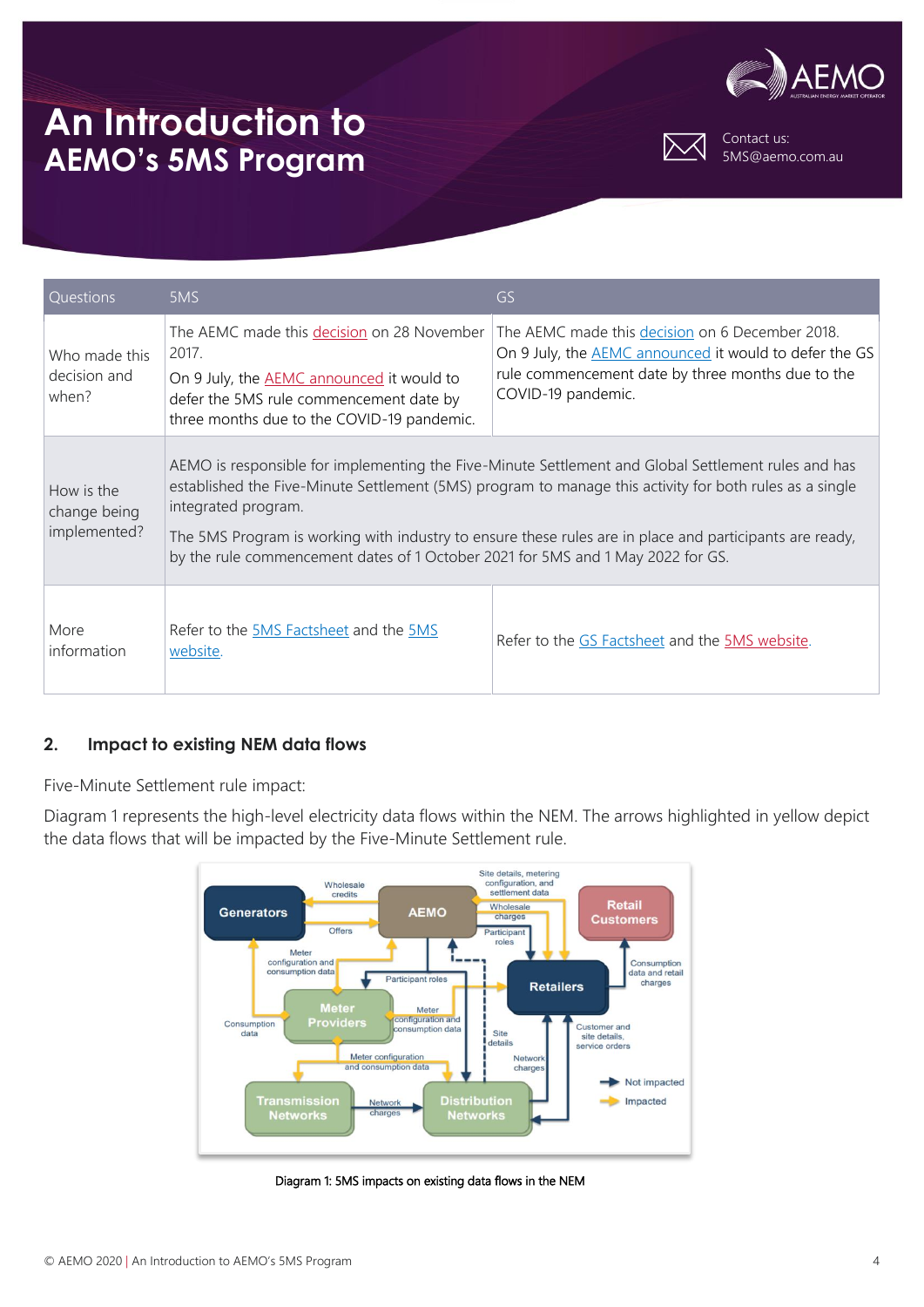# An Introduction to AEMO's 5MS Program

Contact us: 5MS@aemo.com.au

| Questions | 5MS | GS |
|---|---|---|
| Who made this decision and when? | The AEMC made this decision on 28 November 2017. On 9 July, the AEMC announced it would to defer the 5MS rule commencement date by three months due to the COVID-19 pandemic. | The AEMC made this decision on 6 December 2018. On 9 July, the AEMC announced it would to defer the GS rule commencement date by three months due to the COVID-19 pandemic. |
| How is the change being implemented? | AEMO is responsible for implementing the Five-Minute Settlement and Global Settlement rules and has established the Five-Minute Settlement (5MS) program to manage this activity for both rules as a single integrated program. The 5MS Program is working with industry to ensure these rules are in place and participants are ready, by the rule commencement dates of 1 October 2021 for 5MS and 1 May 2022 for GS. | |
| More information | Refer to the 5MS Factsheet and the 5MS website. | Refer to the GS Factsheet and the 5MS website. |

## 2. Impact to existing NEM data flows

Five-Minute Settlement rule impact:

Diagram 1 represents the high-level electricity data flows within the NEM. The arrows highlighted in yellow depict the data flows that will be impacted by the Five-Minute Settlement rule.

Diagram 1: 5MS impacts on existing data flows in the NEM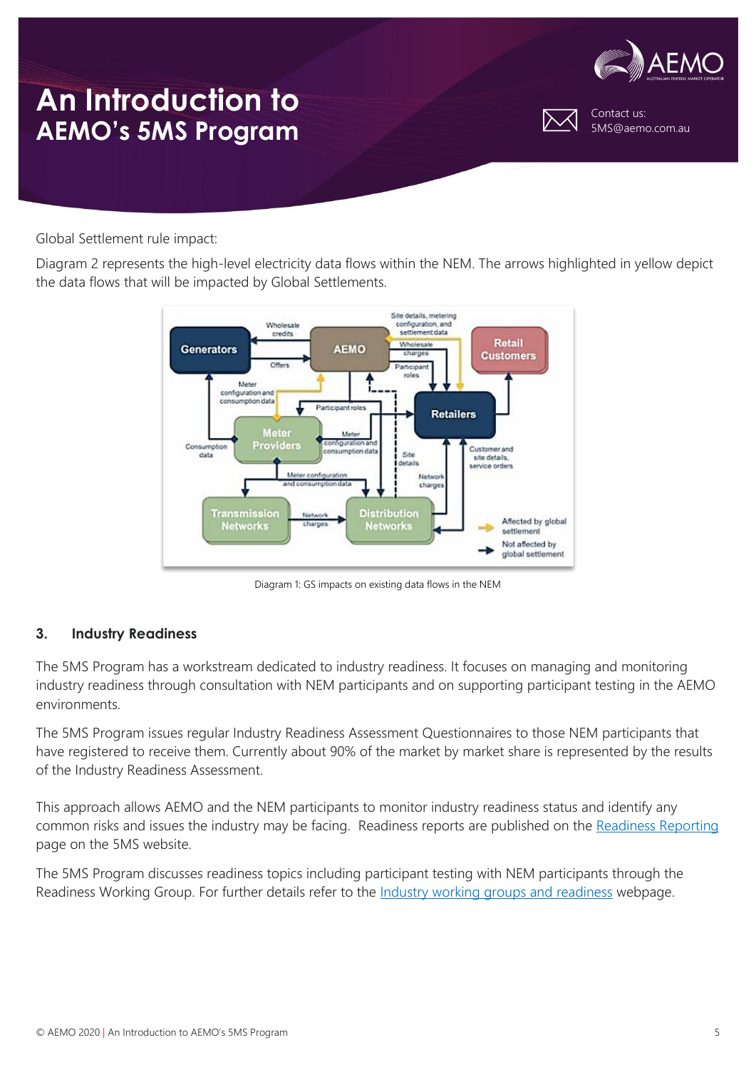Global Settlement rule impact:

Diagram 2 represents the high-level electricity data flows within the NEM. The arrows highlighted in yellow depict the data flows that will be impacted by Global Settlements.

Diagram 1: GS impacts on existing data flows in the NEM

## 3. Industry Readiness

The 5MS Program has a workstream dedicated to industry readiness. It focuses on managing and monitoring industry readiness through consultation with NEM participants and on supporting participant testing in the AEMO environments.

The 5MS Program issues regular Industry Readiness Assessment Questionnaires to those NEM participants that have registered to receive them. Currently about 90% of the market by market share is represented by the results of the Industry Readiness Assessment.

This approach allows AEMO and the NEM participants to monitor industry readiness status and identify any common risks and issues the industry may be facing. Readiness reports are published on the Readiness Reporting page on the 5MS website.

The 5MS Program discusses readiness topics including participant testing with NEM participants through the Readiness Working Group. For further details refer to the Industry working groups and readiness webpage.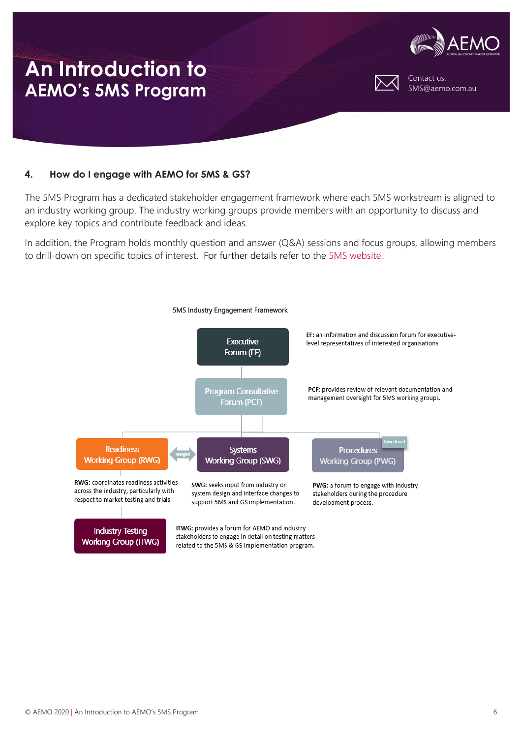## 4. How do I engage with AEMO for 5MS & GS?

The 5MS Program has a dedicated stakeholder engagement framework where each 5MS workstream is aligned to an industry working group. The industry working groups provide members with an opportunity to discuss and explore key topics and contribute feedback and ideas.

In addition, the Program holds monthly question and answer (Q&A) sessions and focus groups, allowing members to drill-down on specific topics of interest. For further details refer to the 5MS website.

5MS Industry Engagement Framework

Executive Forum (EF)

**EF:** an information and discussion forum for executive-level representatives of interested organisations

Program Consultative Forum (PCF)

**PCF:** provides review of relevant documentation and management oversight for 5MS working groups.

Readiness Working Group (RWG)

Merged

Systems Working Group (SWG)

Procedures Working Group (PWG)

Now closed

**RWG:** coordinates readiness activities across the industry, particularly with respect to market testing and trials

**SWG:** seeks input from industry on system design and interface changes to support 5MS and GS implementation.

**PWG:** a forum to engage with industry stakeholders during the procedure development process.

Industry Testing Working Group (ITWG)

**ITWG:** provides a forum for AEMO and industry stakeholders to engage in detail on testing matters related to the 5MS & GS implementation program.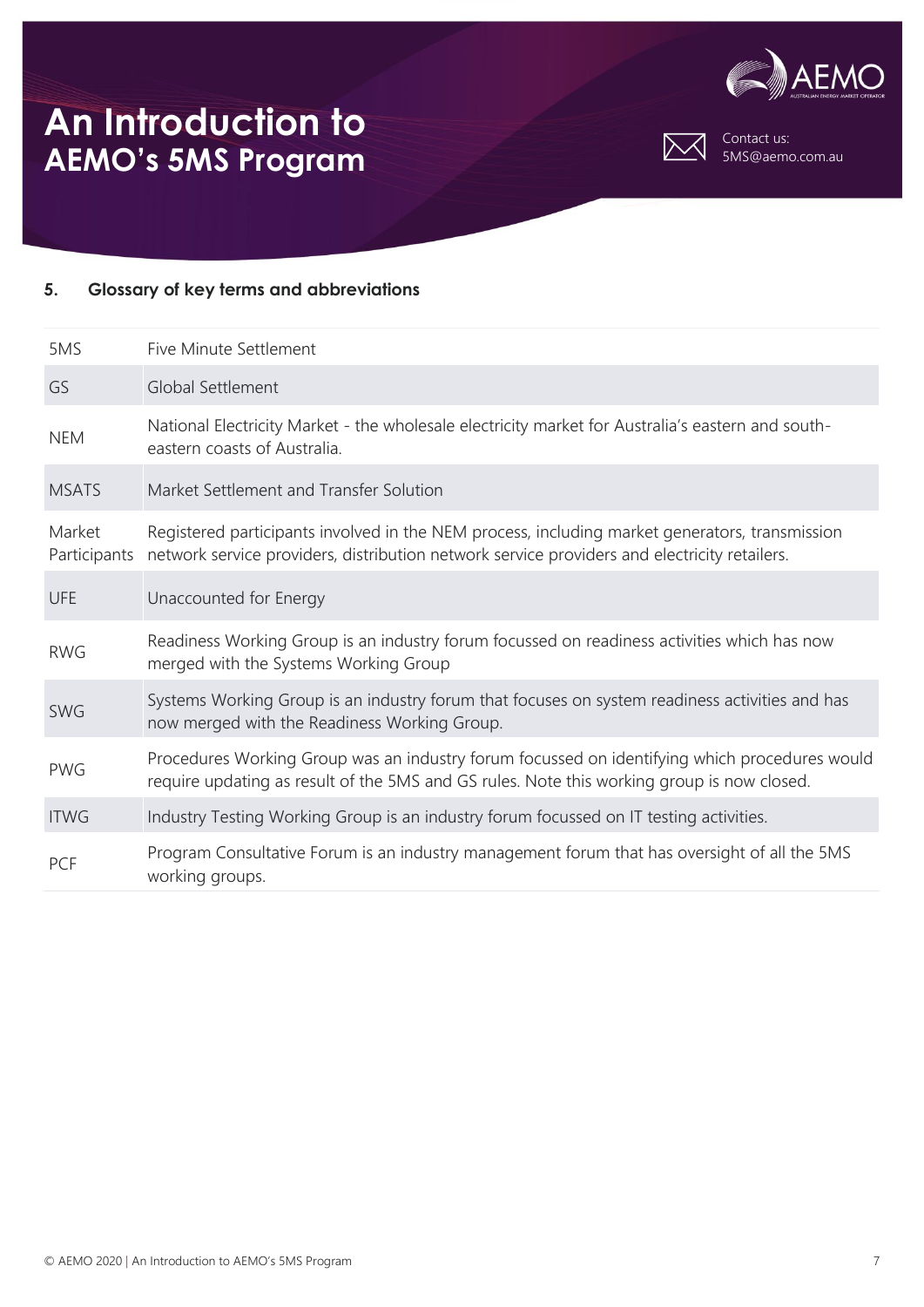# An Introduction to AEMO's 5MS Program

Contact us:
5MS@aemo.com.au

## 5. Glossary of key terms and abbreviations

| | |
|---|---|
| 5MS | Five Minute Settlement |
| GS | Global Settlement |
| NEM | National Electricity Market - the wholesale electricity market for Australia's eastern and south-eastern coasts of Australia. |
| MSATS | Market Settlement and Transfer Solution |
| Market Participants | Registered participants involved in the NEM process, including market generators, transmission network service providers, distribution network service providers and electricity retailers. |
| UFE | Unaccounted for Energy |
| RWG | Readiness Working Group is an industry forum focussed on readiness activities which has now merged with the Systems Working Group |
| SWG | Systems Working Group is an industry forum that focuses on system readiness activities and has now merged with the Readiness Working Group. |
| PWG | Procedures Working Group was an industry forum focussed on identifying which procedures would require updating as result of the 5MS and GS rules. Note this working group is now closed. |
| ITWG | Industry Testing Working Group is an industry forum focussed on IT testing activities. |
| PCF | Program Consultative Forum is an industry management forum that has oversight of all the 5MS working groups. |